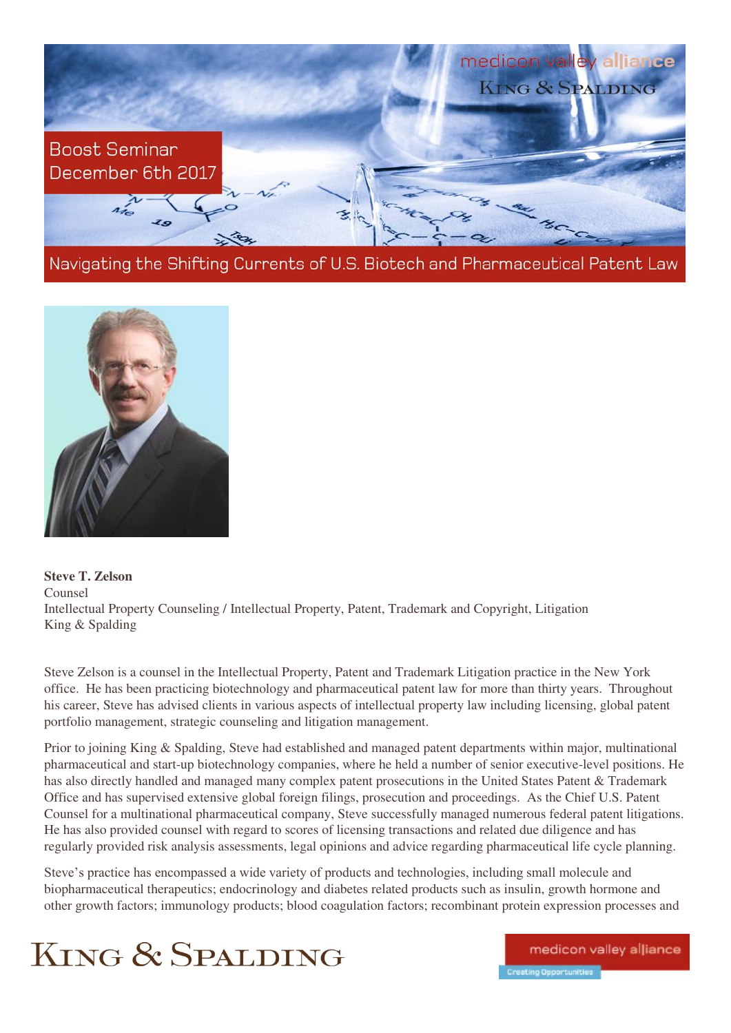medicon valley alliance

KING & SPALDING

Boost Seminar
December 6th 2017

# Navigating the Shifting Currents of U.S. Biotech and Pharmaceutical Patent Law

**Steve T. Zelson**
Counsel
Intellectual Property Counseling / Intellectual Property, Patent, Trademark and Copyright, Litigation
King & Spalding

Steve Zelson is a counsel in the Intellectual Property, Patent and Trademark Litigation practice in the New York office. He has been practicing biotechnology and pharmaceutical patent law for more than thirty years. Throughout his career, Steve has advised clients in various aspects of intellectual property law including licensing, global patent portfolio management, strategic counseling and litigation management.

Prior to joining King & Spalding, Steve had established and managed patent departments within major, multinational pharmaceutical and start-up biotechnology companies, where he held a number of senior executive-level positions. He has also directly handled and managed many complex patent prosecutions in the United States Patent & Trademark Office and has supervised extensive global foreign filings, prosecution and proceedings. As the Chief U.S. Patent Counsel for a multinational pharmaceutical company, Steve successfully managed numerous federal patent litigations. He has also provided counsel with regard to scores of licensing transactions and related due diligence and has regularly provided risk analysis assessments, legal opinions and advice regarding pharmaceutical life cycle planning.

Steve's practice has encompassed a wide variety of products and technologies, including small molecule and biopharmaceutical therapeutics; endocrinology and diabetes related products such as insulin, growth hormone and other growth factors; immunology products; blood coagulation factors; recombinant protein expression processes and

KING & SPALDING

medicon valley alliance
Creating Opportunities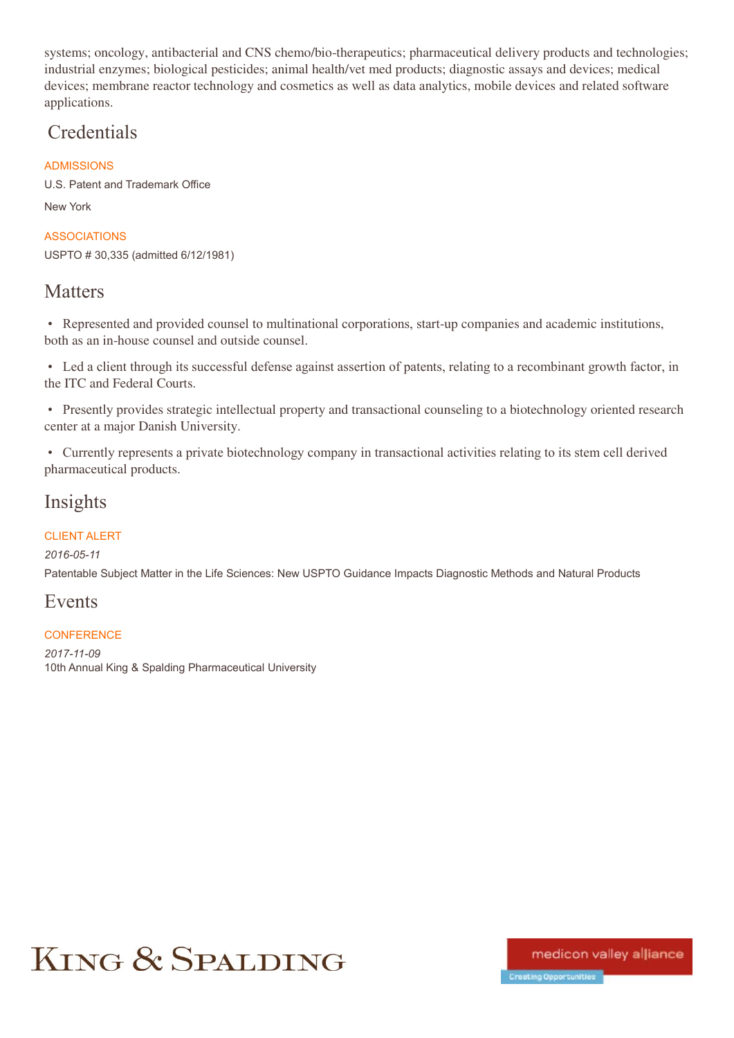systems; oncology, antibacterial and CNS chemo/bio-therapeutics; pharmaceutical delivery products and technologies; industrial enzymes; biological pesticides; animal health/vet med products; diagnostic assays and devices; medical devices; membrane reactor technology and cosmetics as well as data analytics, mobile devices and related software applications.

## Credentials

### ADMISSIONS

U.S. Patent and Trademark Office

New York

### ASSOCIATIONS

USPTO # 30,335 (admitted 6/12/1981)

## Matters

- Represented and provided counsel to multinational corporations, start-up companies and academic institutions, both as an in-house counsel and outside counsel.
- Led a client through its successful defense against assertion of patents, relating to a recombinant growth factor, in the ITC and Federal Courts.
- Presently provides strategic intellectual property and transactional counseling to a biotechnology oriented research center at a major Danish University.
- Currently represents a private biotechnology company in transactional activities relating to its stem cell derived pharmaceutical products.

## Insights

### CLIENT ALERT

*2016-05-11*

Patentable Subject Matter in the Life Sciences: New USPTO Guidance Impacts Diagnostic Methods and Natural Products

## Events

### CONFERENCE

*2017-11-09*

10th Annual King & Spalding Pharmaceutical University

King & Spalding

medicon valley alliance

Creating Opportunities